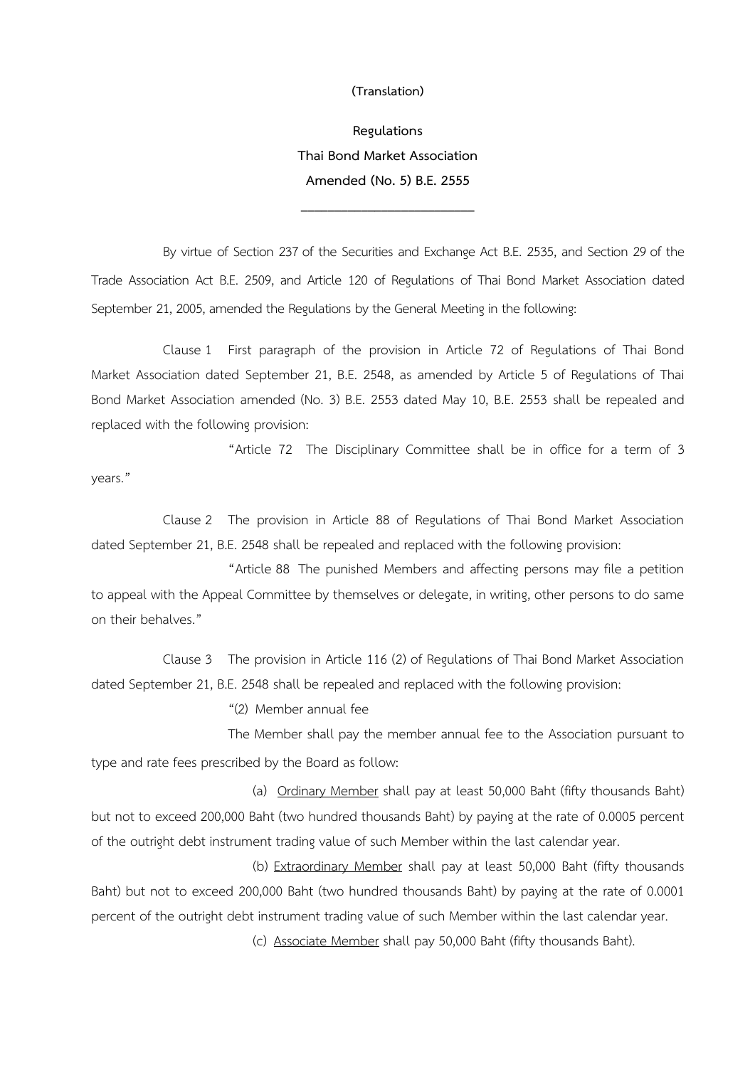(Translation)

**Regulations**

**Thai Bond Market Association**

**Amended (No. 5) B.E. 2555**

---

By virtue of Section 237 of the Securities and Exchange Act B.E. 2535, and Section 29 of the Trade Association Act B.E. 2509, and Article 120 of Regulations of Thai Bond Market Association dated September 21, 2005, amended the Regulations by the General Meeting in the following:

Clause 1 First paragraph of the provision in Article 72 of Regulations of Thai Bond Market Association dated September 21, B.E. 2548, as amended by Article 5 of Regulations of Thai Bond Market Association amended (No. 3) B.E. 2553 dated May 10, B.E. 2553 shall be repealed and replaced with the following provision:

"Article 72 The Disciplinary Committee shall be in office for a term of 3 years."

Clause 2 The provision in Article 88 of Regulations of Thai Bond Market Association dated September 21, B.E. 2548 shall be repealed and replaced with the following provision:

"Article 88 The punished Members and affecting persons may file a petition to appeal with the Appeal Committee by themselves or delegate, in writing, other persons to do same on their behalves."

Clause 3 The provision in Article 116 (2) of Regulations of Thai Bond Market Association dated September 21, B.E. 2548 shall be repealed and replaced with the following provision:

"(2) Member annual fee

The Member shall pay the member annual fee to the Association pursuant to type and rate fees prescribed by the Board as follow:

(a) <u>Ordinary Member</u> shall pay at least 50,000 Baht (fifty thousands Baht) but not to exceed 200,000 Baht (two hundred thousands Baht) by paying at the rate of 0.0005 percent of the outright debt instrument trading value of such Member within the last calendar year.

(b) <u>Extraordinary Member</u> shall pay at least 50,000 Baht (fifty thousands Baht) but not to exceed 200,000 Baht (two hundred thousands Baht) by paying at the rate of 0.0001 percent of the outright debt instrument trading value of such Member within the last calendar year.

(c) <u>Associate Member</u> shall pay 50,000 Baht (fifty thousands Baht).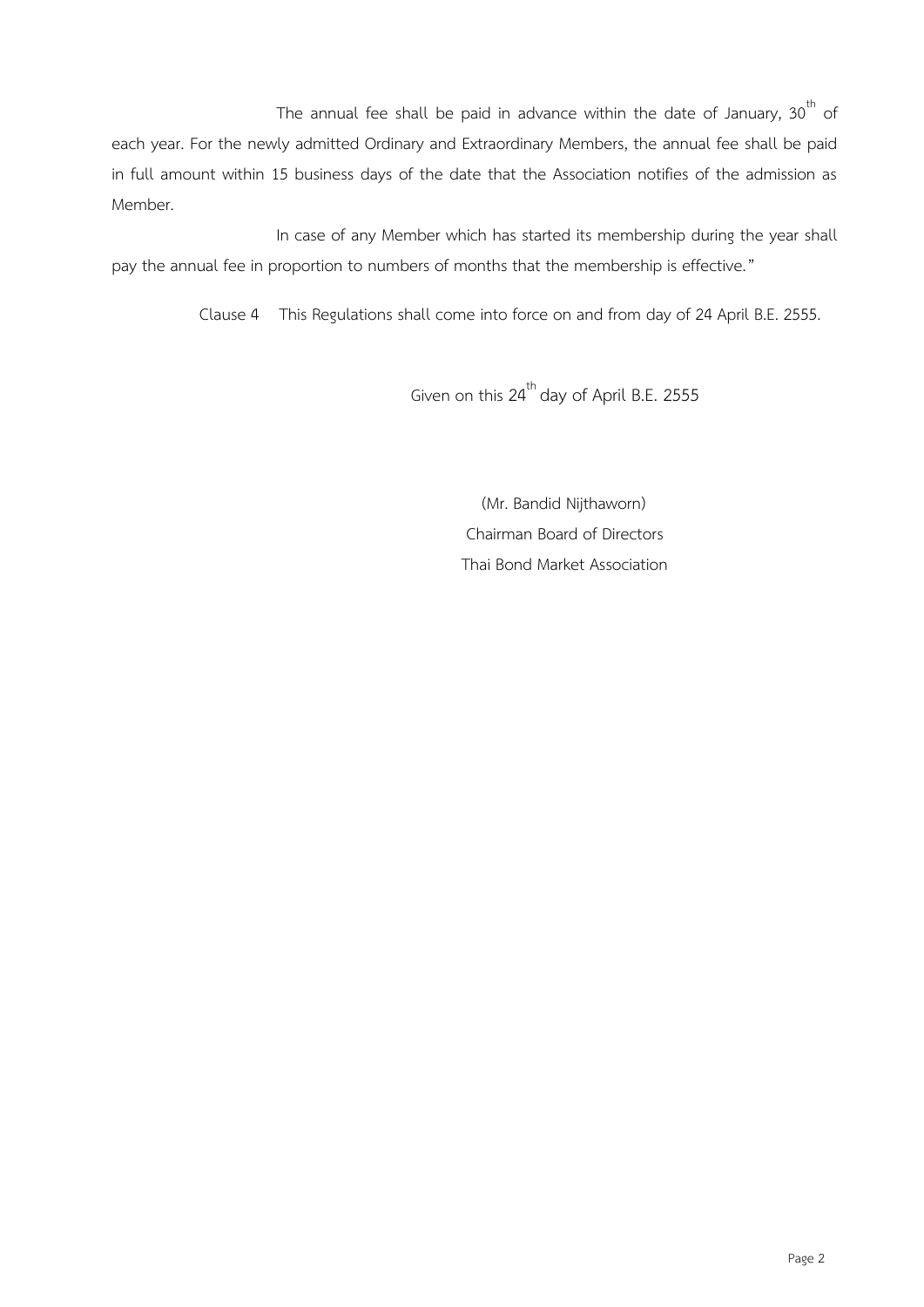The annual fee shall be paid in advance within the date of January, 30th of each year. For the newly admitted Ordinary and Extraordinary Members, the annual fee shall be paid in full amount within 15 business days of the date that the Association notifies of the admission as Member.

In case of any Member which has started its membership during the year shall pay the annual fee in proportion to numbers of months that the membership is effective."

Clause 4 This Regulations shall come into force on and from day of 24 April B.E. 2555.

Given on this 24th day of April B.E. 2555

(Mr. Bandid Nijthaworn)
Chairman Board of Directors
Thai Bond Market Association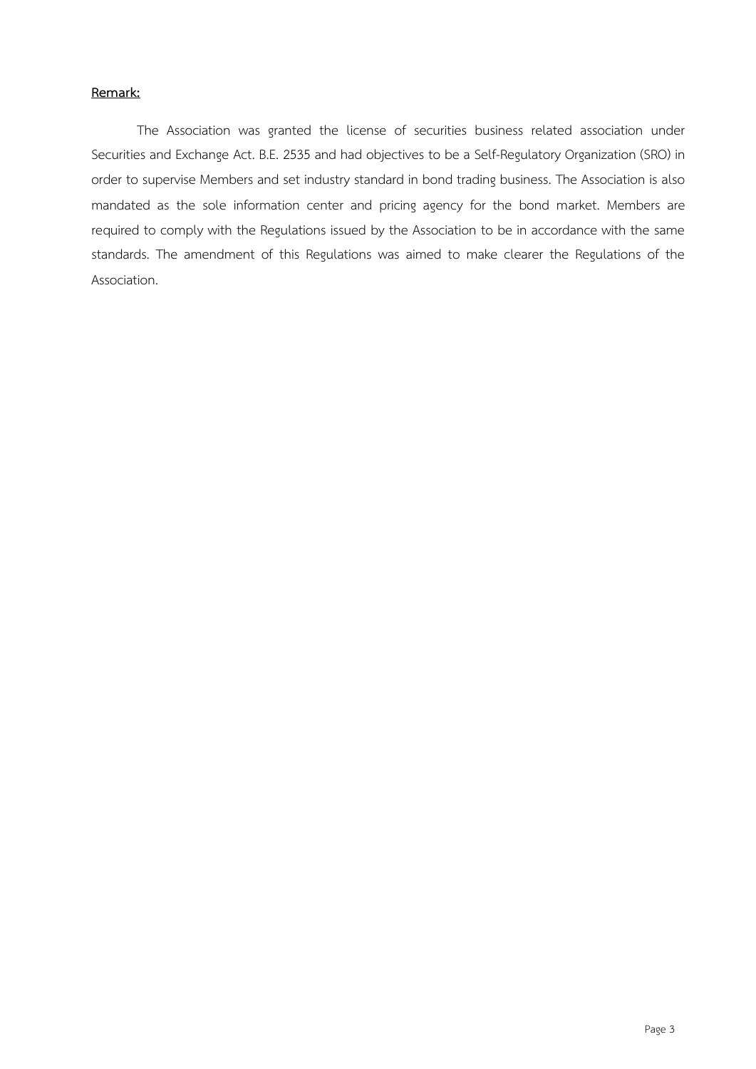**Remark:**

The Association was granted the license of securities business related association under Securities and Exchange Act. B.E. 2535 and had objectives to be a Self-Regulatory Organization (SRO) in order to supervise Members and set industry standard in bond trading business. The Association is also mandated as the sole information center and pricing agency for the bond market. Members are required to comply with the Regulations issued by the Association to be in accordance with the same standards. The amendment of this Regulations was aimed to make clearer the Regulations of the Association.